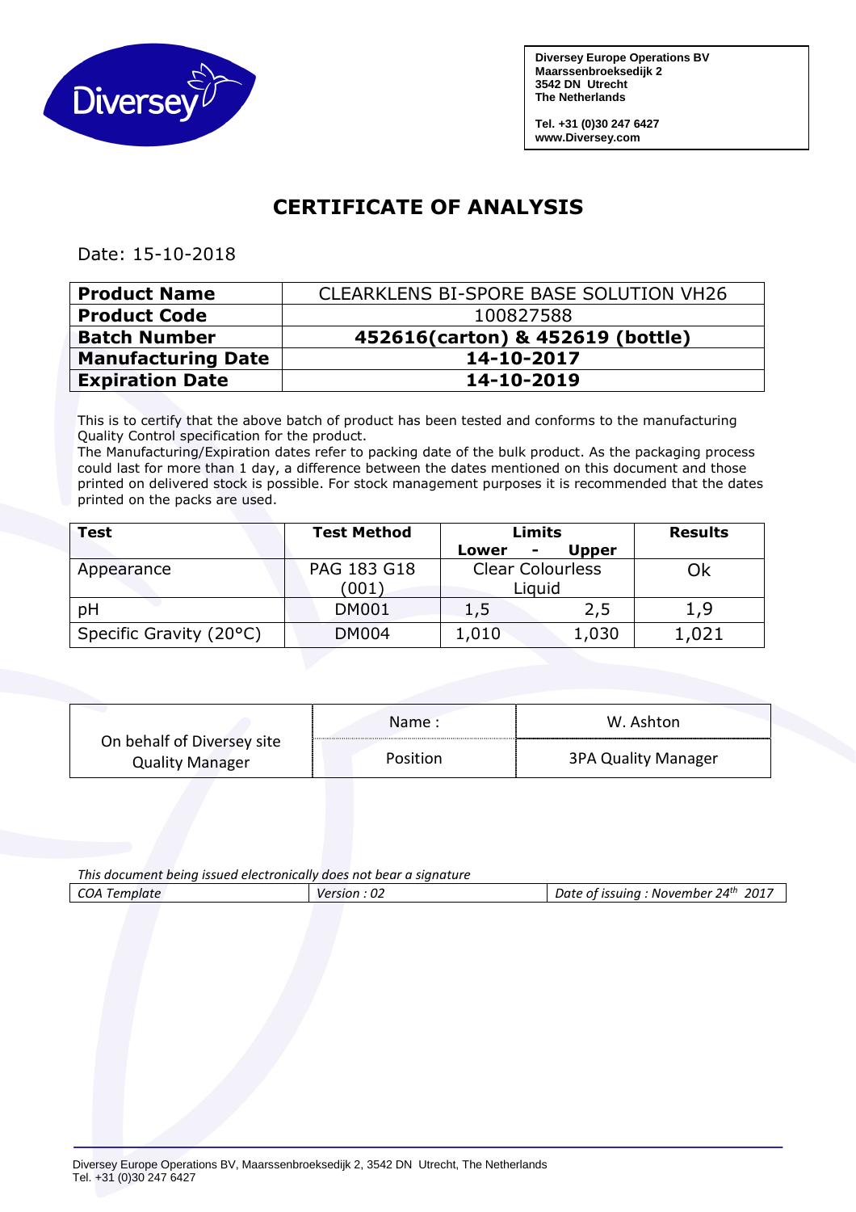Diversey Europe Operations BV
Maarssenbroeksedijk 2
3542 DN Utrecht
The Netherlands

Tel. +31 (0)30 247 6427
www.Diversey.com

# CERTIFICATE OF ANALYSIS

Date: 15-10-2018

| | |
|---|---|
| **Product Name** | CLEARKLENS BI-SPORE BASE SOLUTION VH26 |
| **Product Code** | 100827588 |
| **Batch Number** | **452616(carton) & 452619 (bottle)** |
| **Manufacturing Date** | **14-10-2017** |
| **Expiration Date** | **14-10-2019** |

This is to certify that the above batch of product has been tested and conforms to the manufacturing Quality Control specification for the product.
The Manufacturing/Expiration dates refer to packing date of the bulk product. As the packaging process could last for more than 1 day, a difference between the dates mentioned on this document and those printed on delivered stock is possible. For stock management purposes it is recommended that the dates printed on the packs are used.

| **Test** | **Test Method** | **Limits** | | **Results** |
|---|---|---|---|---|
| | | **Lower -** | **Upper** | |
| Appearance | PAG 183 G18 (001) | Clear Colourless Liquid | | Ok |
| pH | DM001 | 1,5 | 2,5 | 1,9 |
| Specific Gravity (20°C) | DM004 | 1,010 | 1,030 | 1,021 |

| | | |
|---|---|---|
| On behalf of Diversey site Quality Manager | Name : | W. Ashton |
| | Position | 3PA Quality Manager |

*This document being issued electronically does not bear a signature*

| | | |
|---|---|---|
| *COA Template* | *Version : 02* | *Date of issuing : November 24th 2017* |

Diversey Europe Operations BV, Maarssenbroeksedijk 2, 3542 DN Utrecht, The Netherlands
Tel. +31 (0)30 247 6427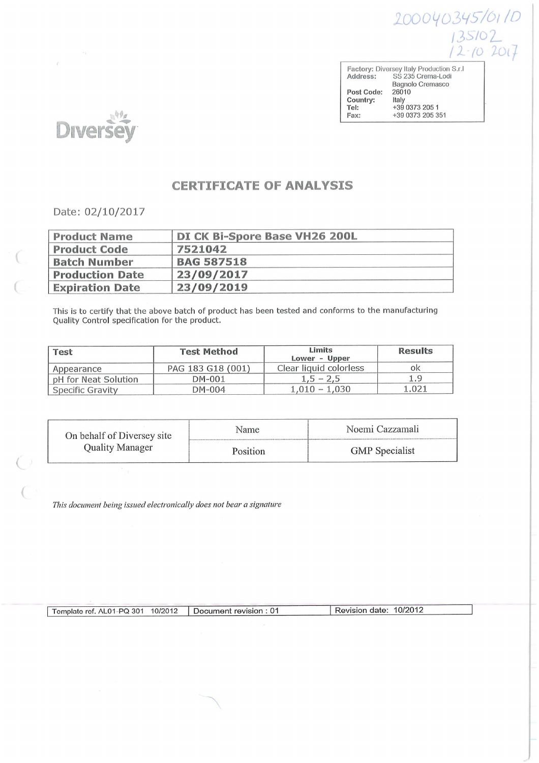20004034 5/01/D
135102
12-10 2017

| | |
|---|---|
| **Factory:** | Diversey Italy Production S.r.l |
| **Address:** | SS 235 Crema-Lodi Bagnolo Cremasco |
| **Post Code:** | 26010 |
| **Country:** | Italy |
| **Tel:** | +39 0373 205 1 |
| **Fax:** | +39 0373 205 351 |

Diversey

# CERTIFICATE OF ANALYSIS

Date: 02/10/2017

| | |
|---|---|
| **Product Name** | **DI CK Bi-Spore Base VH26 200L** |
| **Product Code** | **7521042** |
| **Batch Number** | **BAG 587518** |
| **Production Date** | **23/09/2017** |
| **Expiration Date** | **23/09/2019** |

This is to certify that the above batch of product has been tested and conforms to the manufacturing Quality Control specification for the product.

| Test | Test Method | Limits Lower - Upper | Results |
|---|---|---|---|
| Appearance | PAG 183 G18 (001) | Clear liquid colorless | ok |
| pH for Neat Solution | DM-001 | 1,5 – 2,5 | 1.9 |
| Specific Gravity | DM-004 | 1,010 – 1,030 | 1.021 |

| | | |
|---|---|---|
| On behalf of Diversey site Quality Manager | Name | Noemi Cazzamali |
| | Position | GMP Specialist |

*This document being issued electronically does not bear a signature*

| | | |
|---|---|---|
| Template ref. AL01-PQ 301 10/2012 | Document revision : 01 | Revision date: 10/2012 |